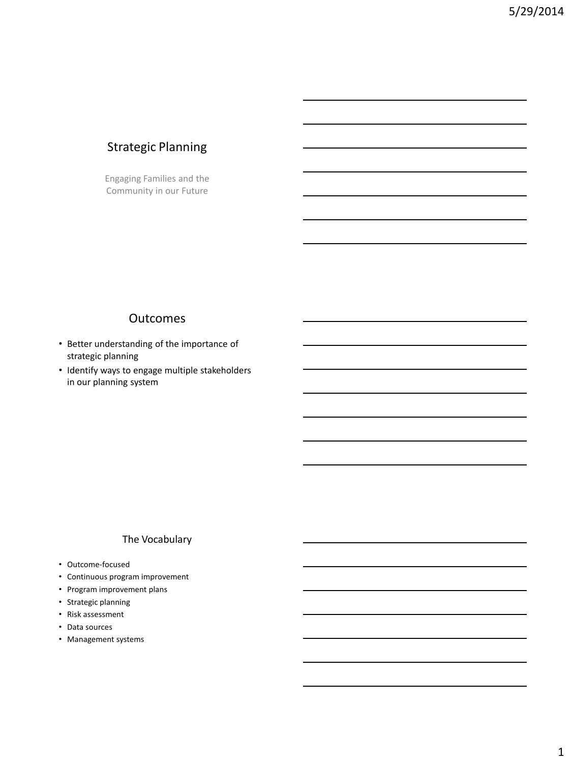# Strategic Planning

Engaging Families and the Community in our Future

## Outcomes

- Better understanding of the importance of strategic planning
- Identify ways to engage multiple stakeholders in our planning system

## The Vocabulary

- Outcome-focused
- Continuous program improvement
- Program improvement plans
- Strategic planning
- Risk assessment
- Data sources
- Management systems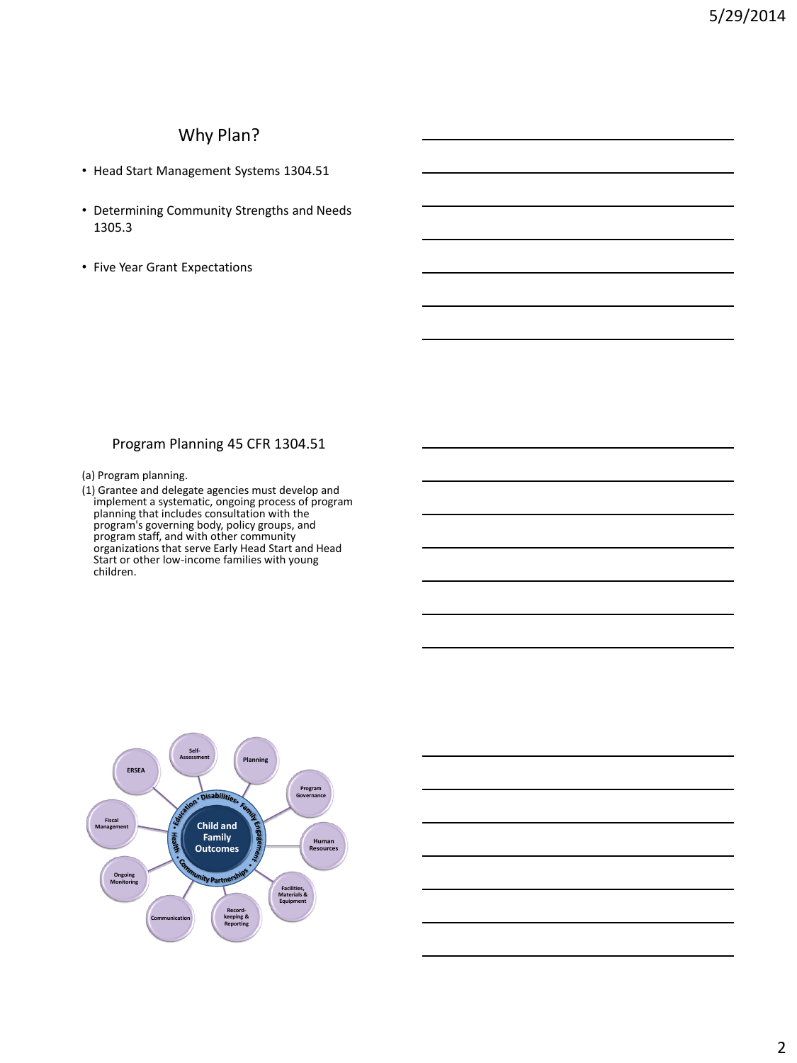## Why Plan?

- Head Start Management Systems 1304.51
- Determining Community Strengths and Needs 1305.3
- Five Year Grant Expectations

## Program Planning 45 CFR 1304.51

(a) Program planning.

(1) Grantee and delegate agencies must develop and implement a systematic, ongoing process of program planning that includes consultation with the program's governing body, policy groups, and program staff, and with other community organizations that serve Early Head Start and Head Start or other low-income families with young children.

Child and Family Outcomes

Education • Disabilities • Family Engagement • Community Partnerships • Health

Self-Assessment

Planning

Program Governance

Human Resources

Facilities, Materials & Equipment

Record-keeping & Reporting

Communication

Ongoing Monitoring

Fiscal Management

ERSEA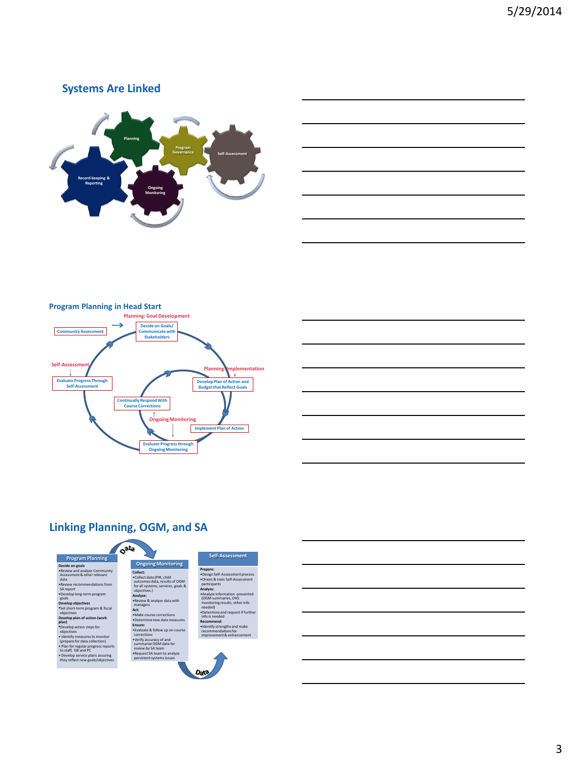## Systems Are Linked

Planning

Program Governance

Self-Assessment

Record-keeping & Reporting

Ongoing Monitoring

## Program Planning in Head Start

Planning: Goal Development

Community Assessment

Decide on Goals/ Communicate with Stakeholders

Self-Assessment

Evaluate Progress Through Self-Assessment

Planning: Implementation

Develop Plan of Action and Budget that Reflect Goals

Continually Respond With Course Corrections

Ongoing Monitoring

Implement Plan of Action

Evaluate Progress through Ongoing Monitoring

## Linking Planning, OGM, and SA

Data

**Program Planning**

**Decide on goals**
- Review and analyze Community Assessment & other relevant data
- Review recommendations from SA report
- Develop long-term program goals

**Develop objectives**
- Set short-term program & fiscal objectives

**Develop plan of action (work plan)**
- Develop action steps for objectives
- Identify measures to monitor (prepare for data collection)
- Plan for regular progress reports to staff, GB and PC
- Develop service plans assuring they reflect new goals/objectives

**Ongoing Monitoring**

**Collect:**
- Collect data (PIR, child outcomes data, results of OGM for all systems, services, goals & objectives.)

**Analyze:**
- Review & analyze data with managers

**Act:**
- Make course corrections
- Determine new data measures

**Ensure:**
- Evaluate & follow up on course corrections
- Verify accuracy of and summarize OGM data for review by SA team
- Request SA team to analyze persistent systems issues

**Self-Assessment**

**Prepare:**
- Design Self-Assessment process
- Orient & train Self-Assessment participants

**Analyze:**
- Analyze information presented (OGM summaries, OHS monitoring results, other info needed)
- Determine and request if further info is needed

**Recommend:**
- Identify strengths and make recommendations for improvement & enhancement

Data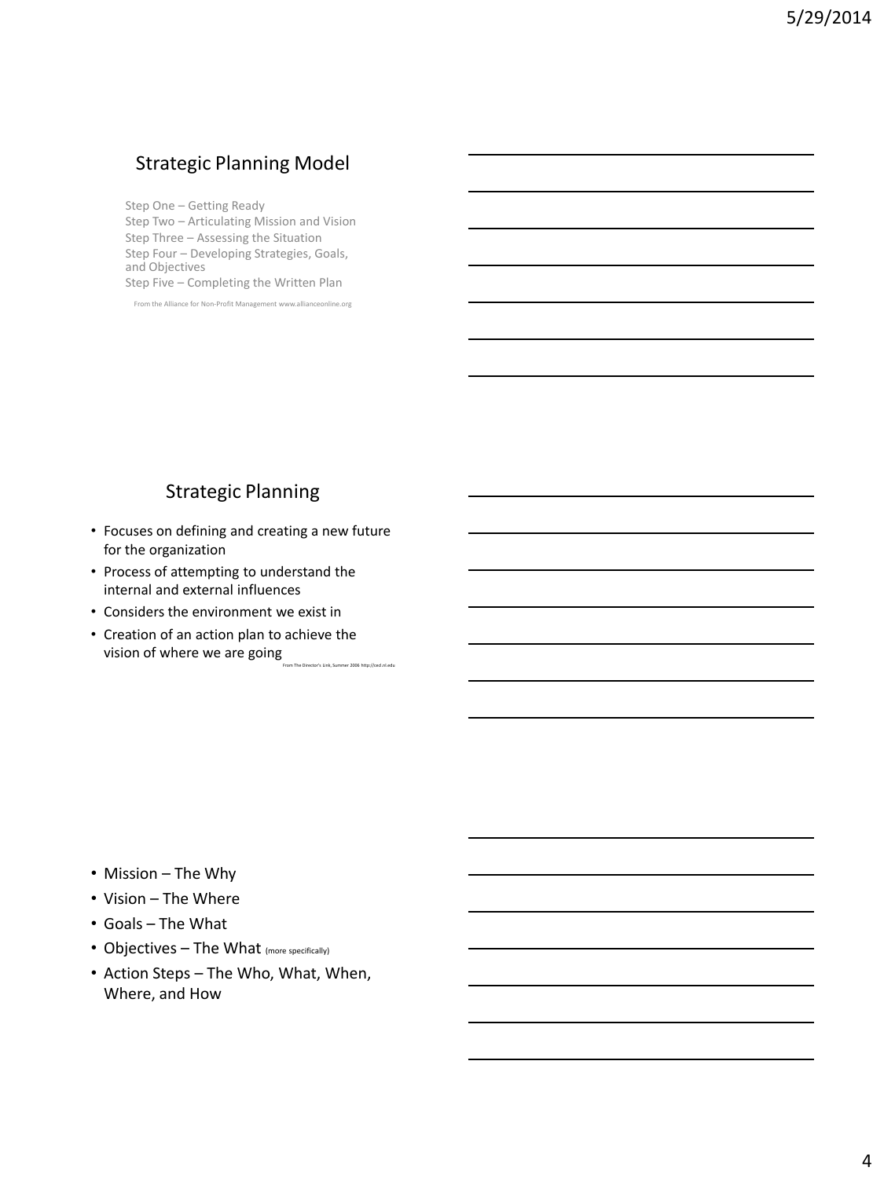## Strategic Planning Model

Step One – Getting Ready
Step Two – Articulating Mission and Vision
Step Three – Assessing the Situation
Step Four – Developing Strategies, Goals, and Objectives
Step Five – Completing the Written Plan

From the Alliance for Non-Profit Management www.allianceonline.org

## Strategic Planning

- Focuses on defining and creating a new future for the organization
- Process of attempting to understand the internal and external influences
- Considers the environment we exist in
- Creation of an action plan to achieve the vision of where we are going

From The Director's Link, Summer 2006 http://ced.nl.edu

- Mission – The Why
- Vision – The Where
- Goals – The What
- Objectives – The What (more specifically)
- Action Steps – The Who, What, When, Where, and How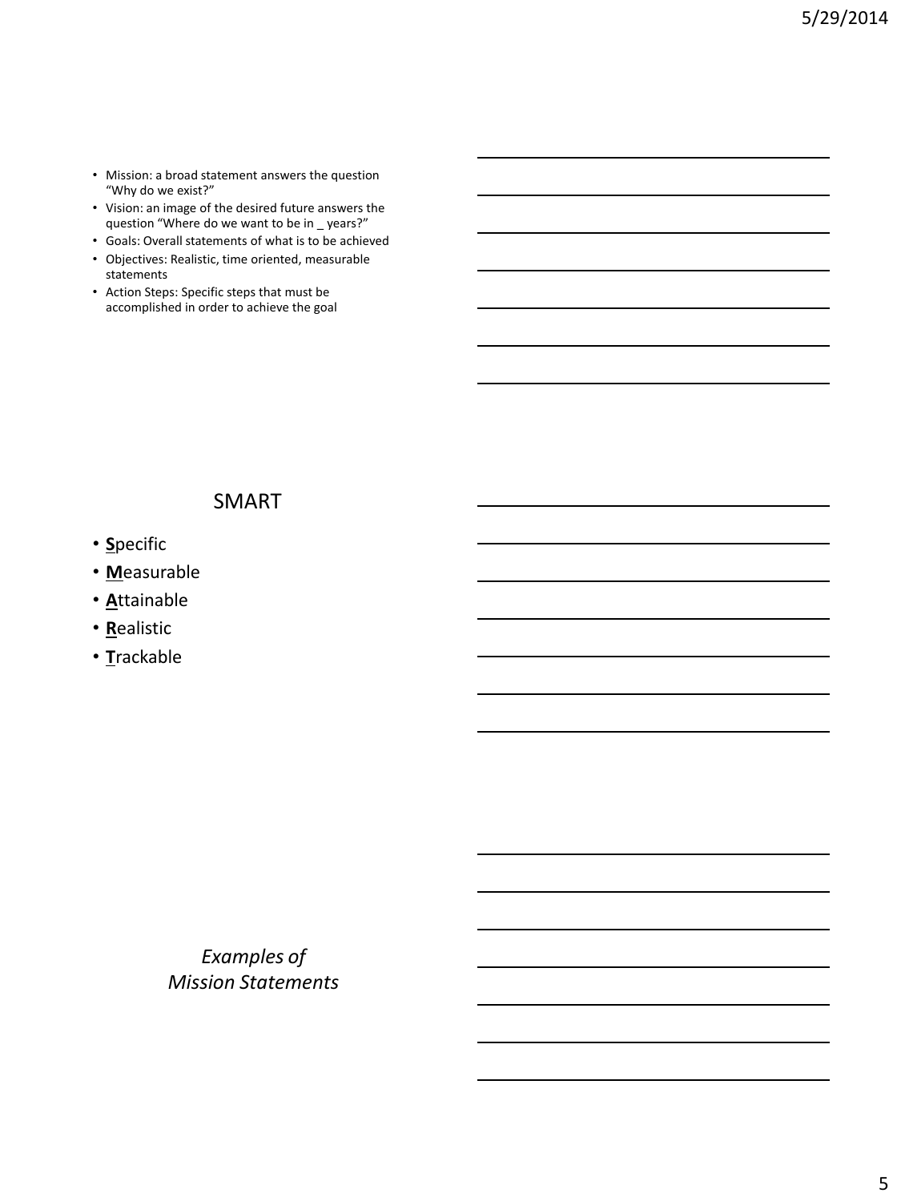- Mission: a broad statement answers the question "Why do we exist?"
- Vision: an image of the desired future answers the question "Where do we want to be in _ years?"
- Goals: Overall statements of what is to be achieved
- Objectives: Realistic, time oriented, measurable statements
- Action Steps: Specific steps that must be accomplished in order to achieve the goal

## SMART

- **S**pecific
- **M**easurable
- **A**ttainable
- **R**ealistic
- **T**rackable

*Examples of Mission Statements*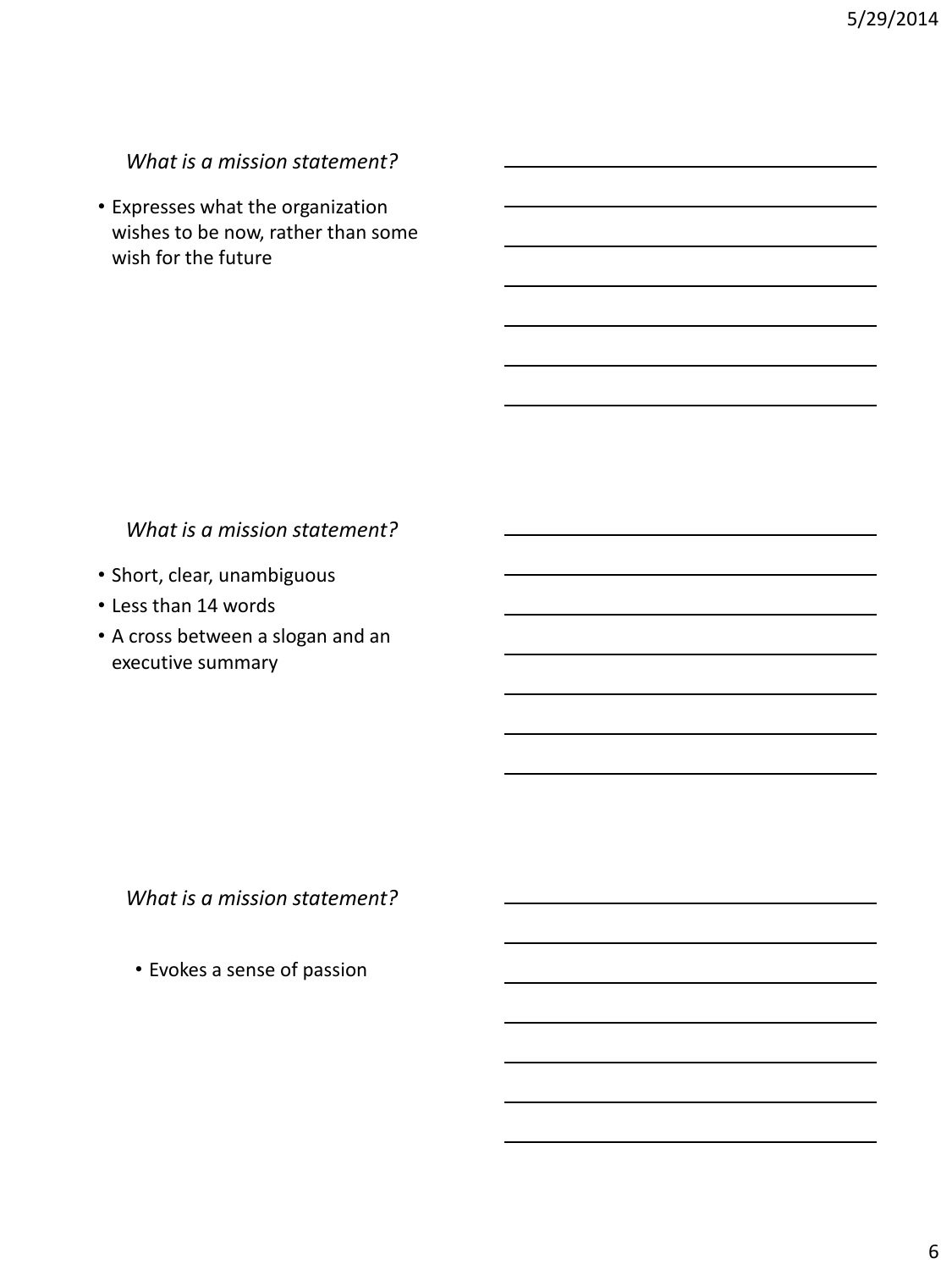*What is a mission statement?*

- Expresses what the organization wishes to be now, rather than some wish for the future

*What is a mission statement?*

- Short, clear, unambiguous
- Less than 14 words
- A cross between a slogan and an executive summary

*What is a mission statement?*

- Evokes a sense of passion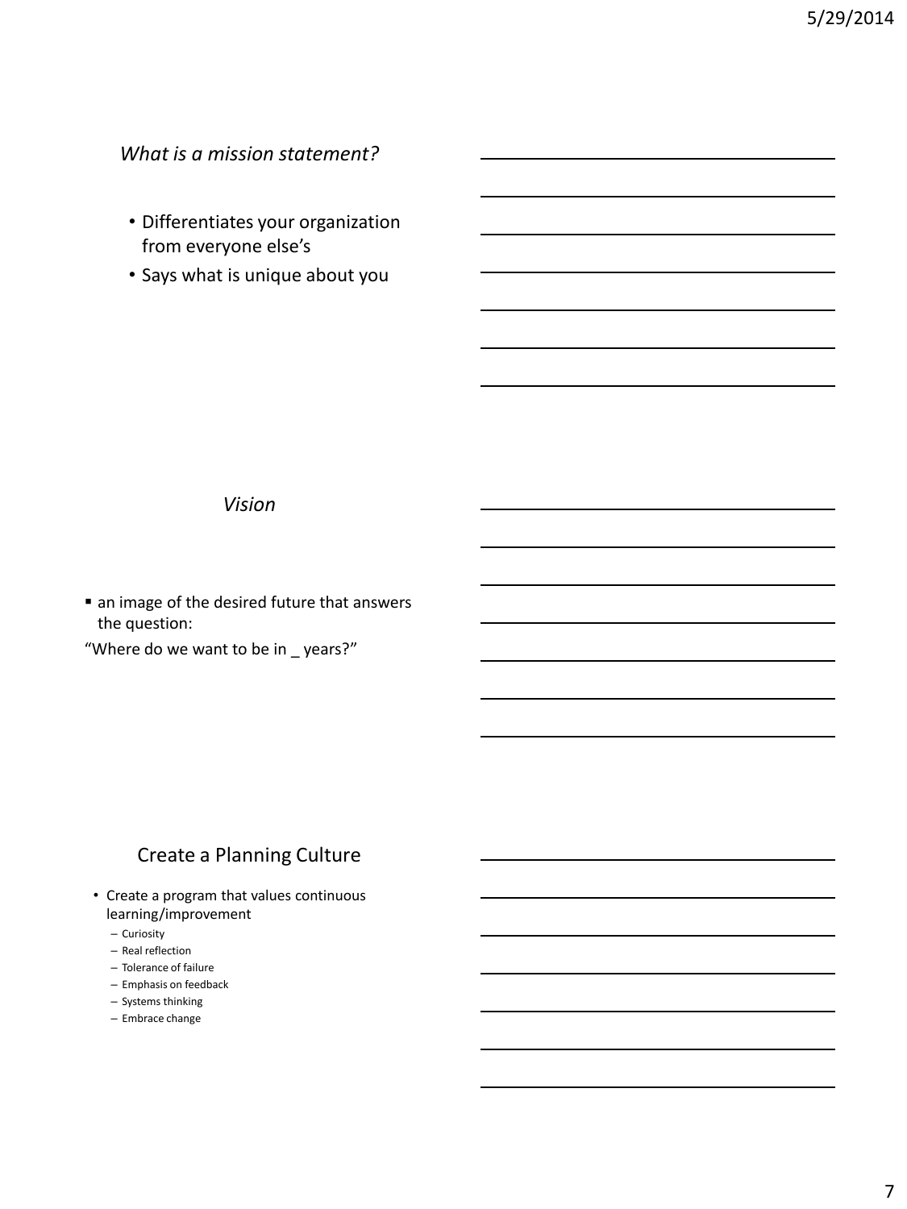## *What is a mission statement?*

- Differentiates your organization from everyone else's
- Says what is unique about you

## *Vision*

- an image of the desired future that answers the question:

"Where do we want to be in _ years?"

## Create a Planning Culture

- Create a program that values continuous learning/improvement
  - Curiosity
  - Real reflection
  - Tolerance of failure
  - Emphasis on feedback
  - Systems thinking
  - Embrace change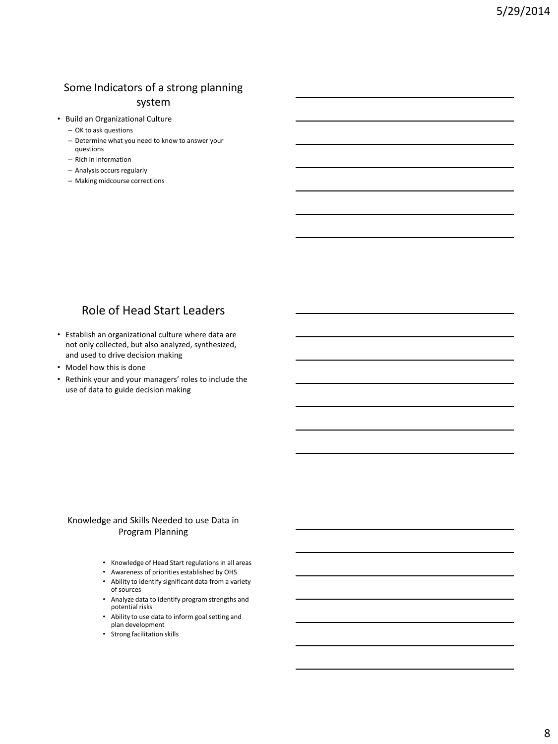## Some Indicators of a strong planning system

- Build an Organizational Culture
  - OK to ask questions
  - Determine what you need to know to answer your questions
  - Rich in information
  - Analysis occurs regularly
  - Making midcourse corrections

## Role of Head Start Leaders

- Establish an organizational culture where data are not only collected, but also analyzed, synthesized, and used to drive decision making
- Model how this is done
- Rethink your and your managers' roles to include the use of data to guide decision making

## Knowledge and Skills Needed to use Data in Program Planning

- Knowledge of Head Start regulations in all areas
- Awareness of priorities established by OHS
- Ability to identify significant data from a variety of sources
- Analyze data to identify program strengths and potential risks
- Ability to use data to inform goal setting and plan development
- Strong facilitation skills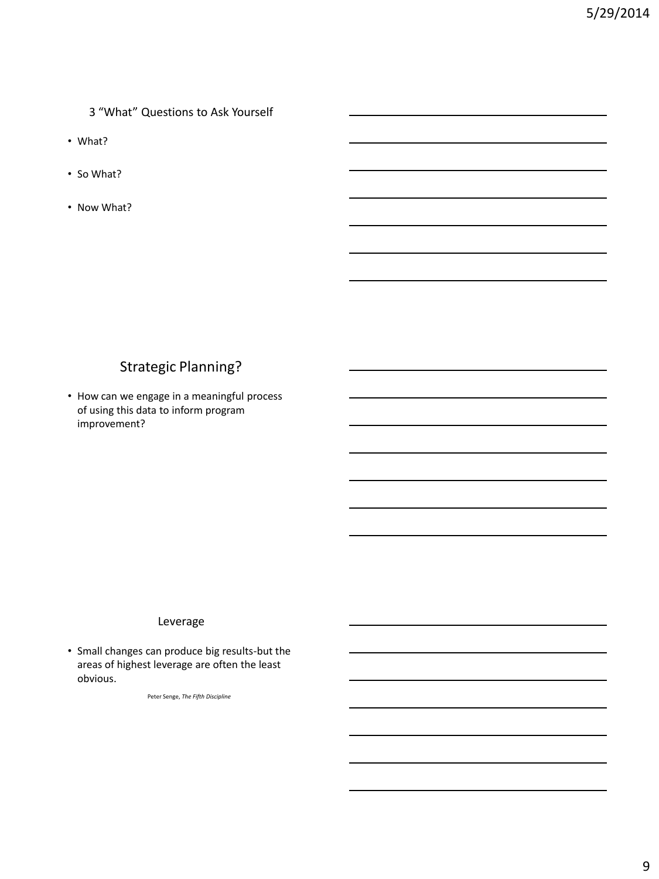## 3 "What" Questions to Ask Yourself

- What?
- So What?
- Now What?

## Strategic Planning?

- How can we engage in a meaningful process of using this data to inform program improvement?

## Leverage

- Small changes can produce big results-but the areas of highest leverage are often the least obvious.

Peter Senge, *The Fifth Discipline*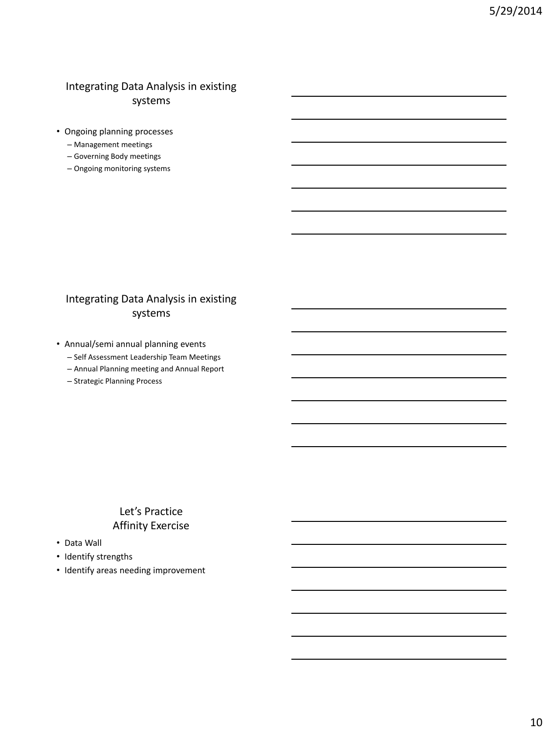## Integrating Data Analysis in existing systems

- Ongoing planning processes
  - Management meetings
  - Governing Body meetings
  - Ongoing monitoring systems

## Integrating Data Analysis in existing systems

- Annual/semi annual planning events
  - Self Assessment Leadership Team Meetings
  - Annual Planning meeting and Annual Report
  - Strategic Planning Process

## Let's Practice Affinity Exercise

- Data Wall
- Identify strengths
- Identify areas needing improvement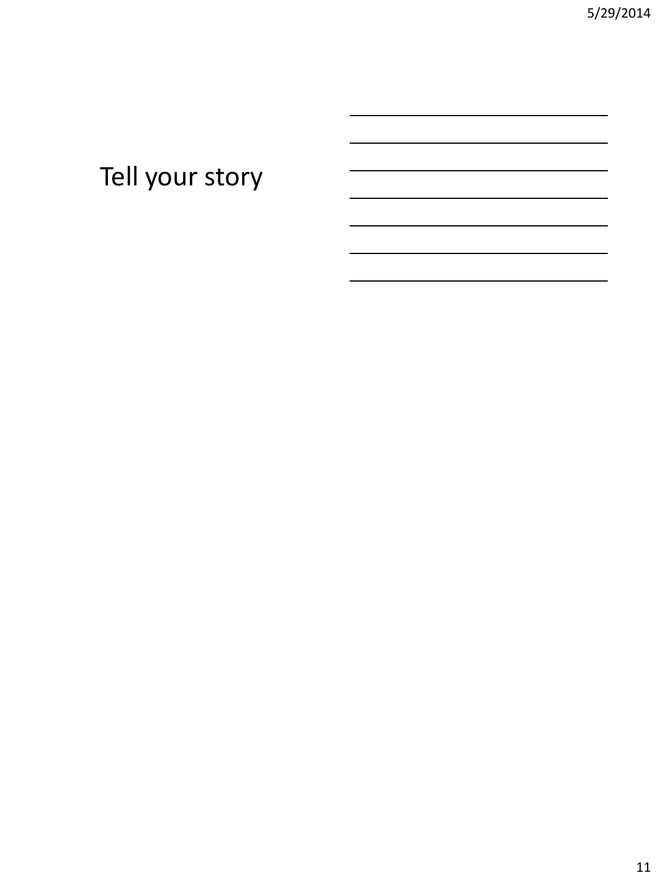Tell your story